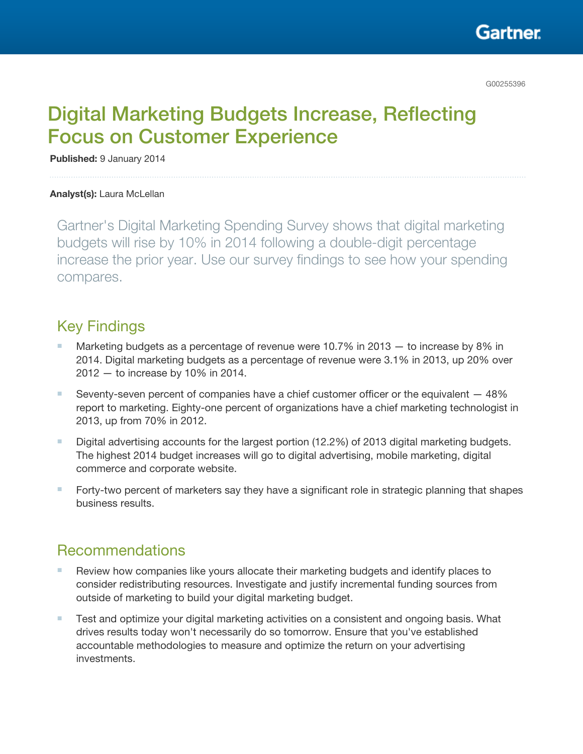G00255396

# Digital Marketing Budgets Increase, Reflecting Focus on Customer Experience

**Published:** 9 January 2014

**Analyst(s):** Laura McLellan

Gartner's Digital Marketing Spending Survey shows that digital marketing budgets will rise by 10% in 2014 following a double-digit percentage increase the prior year. Use our survey findings to see how your spending compares.

## Key Findings

- Marketing budgets as a percentage of revenue were 10.7% in 2013 — to increase by 8% in 2014. Digital marketing budgets as a percentage of revenue were 3.1% in 2013, up 20% over 2012 — to increase by 10% in 2014.
- Seventy-seven percent of companies have a chief customer officer or the equivalent — 48% report to marketing. Eighty-one percent of organizations have a chief marketing technologist in 2013, up from 70% in 2012.
- Digital advertising accounts for the largest portion (12.2%) of 2013 digital marketing budgets. The highest 2014 budget increases will go to digital advertising, mobile marketing, digital commerce and corporate website.
- Forty-two percent of marketers say they have a significant role in strategic planning that shapes business results.

## Recommendations

- Review how companies like yours allocate their marketing budgets and identify places to consider redistributing resources. Investigate and justify incremental funding sources from outside of marketing to build your digital marketing budget.
- Test and optimize your digital marketing activities on a consistent and ongoing basis. What drives results today won't necessarily do so tomorrow. Ensure that you've established accountable methodologies to measure and optimize the return on your advertising investments.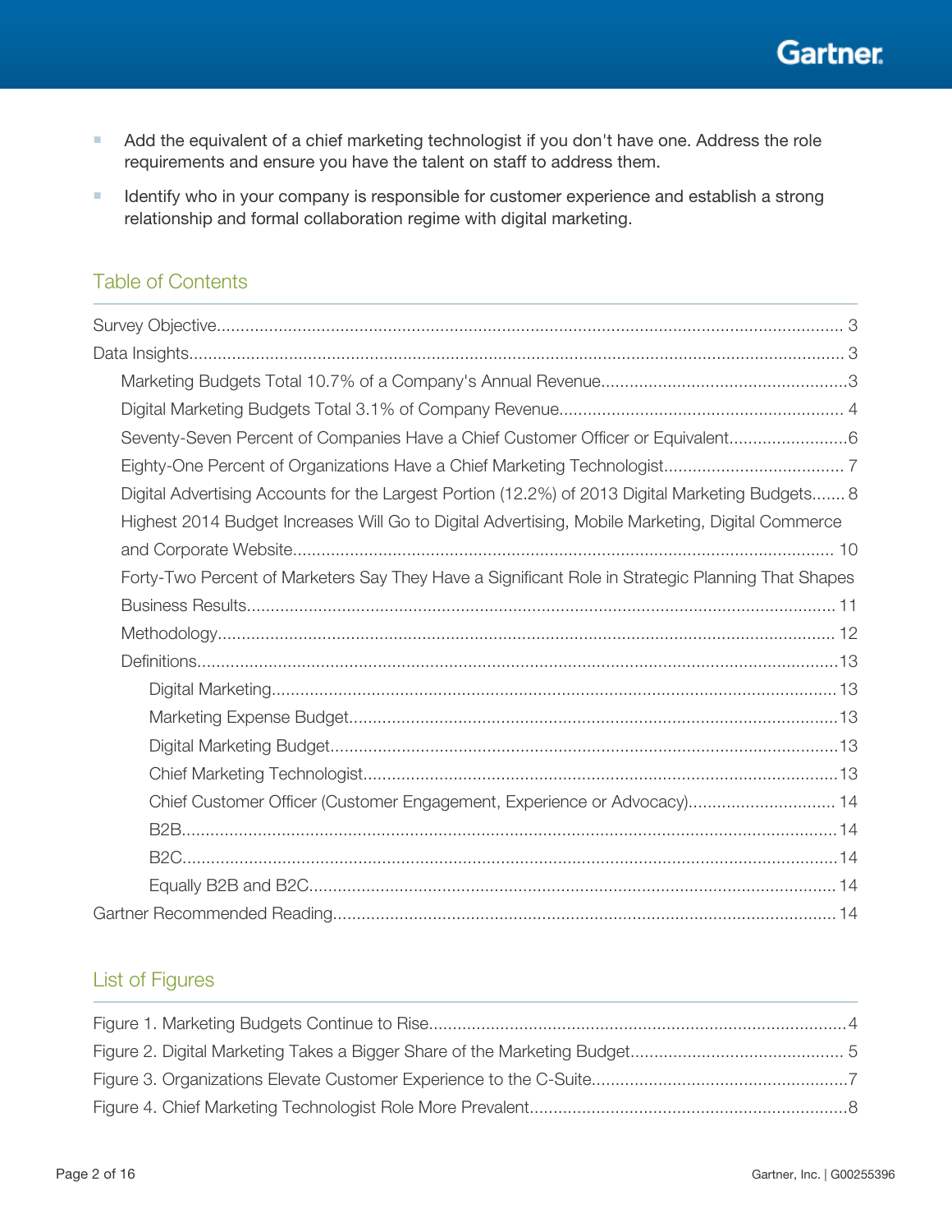- Add the equivalent of a chief marketing technologist if you don't have one. Address the role requirements and ensure you have the talent on staff to address them.
- Identify who in your company is responsible for customer experience and establish a strong relationship and formal collaboration regime with digital marketing.

## Table of Contents

Survey Objective.......... 3
Data Insights.......... 3
- Marketing Budgets Total 10.7% of a Company's Annual Revenue.......... 3
- Digital Marketing Budgets Total 3.1% of Company Revenue.......... 4
- Seventy-Seven Percent of Companies Have a Chief Customer Officer or Equivalent.......... 6
- Eighty-One Percent of Organizations Have a Chief Marketing Technologist.......... 7
- Digital Advertising Accounts for the Largest Portion (12.2%) of 2013 Digital Marketing Budgets.......... 8
- Highest 2014 Budget Increases Will Go to Digital Advertising, Mobile Marketing, Digital Commerce and Corporate Website.......... 10
- Forty-Two Percent of Marketers Say They Have a Significant Role in Strategic Planning That Shapes Business Results.......... 11
- Methodology.......... 12
- Definitions.......... 13
  - Digital Marketing.......... 13
  - Marketing Expense Budget.......... 13
  - Digital Marketing Budget.......... 13
  - Chief Marketing Technologist.......... 13
  - Chief Customer Officer (Customer Engagement, Experience or Advocacy).......... 14
  - B2B.......... 14
  - B2C.......... 14
  - Equally B2B and B2C.......... 14

Gartner Recommended Reading.......... 14

## List of Figures

Figure 1. Marketing Budgets Continue to Rise.......... 4
Figure 2. Digital Marketing Takes a Bigger Share of the Marketing Budget.......... 5
Figure 3. Organizations Elevate Customer Experience to the C-Suite.......... 7
Figure 4. Chief Marketing Technologist Role More Prevalent.......... 8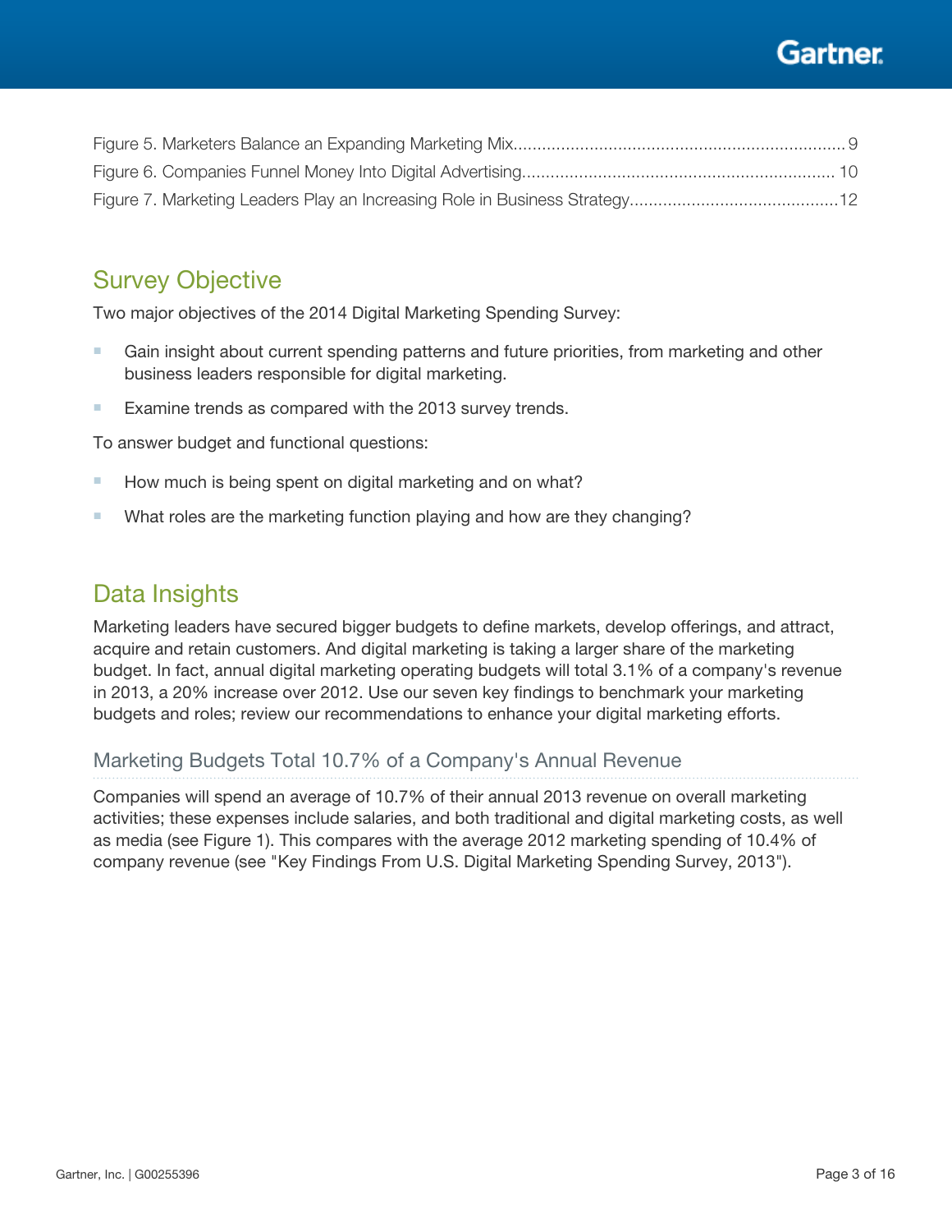Figure 5. Marketers Balance an Expanding Marketing Mix.....................................................................9
Figure 6. Companies Funnel Money Into Digital Advertising................................................................. 10
Figure 7. Marketing Leaders Play an Increasing Role in Business Strategy............................................12

## Survey Objective

Two major objectives of the 2014 Digital Marketing Spending Survey:

- Gain insight about current spending patterns and future priorities, from marketing and other business leaders responsible for digital marketing.
- Examine trends as compared with the 2013 survey trends.

To answer budget and functional questions:

- How much is being spent on digital marketing and on what?
- What roles are the marketing function playing and how are they changing?

## Data Insights

Marketing leaders have secured bigger budgets to define markets, develop offerings, and attract, acquire and retain customers. And digital marketing is taking a larger share of the marketing budget. In fact, annual digital marketing operating budgets will total 3.1% of a company's revenue in 2013, a 20% increase over 2012. Use our seven key findings to benchmark your marketing budgets and roles; review our recommendations to enhance your digital marketing efforts.

### Marketing Budgets Total 10.7% of a Company's Annual Revenue

Companies will spend an average of 10.7% of their annual 2013 revenue on overall marketing activities; these expenses include salaries, and both traditional and digital marketing costs, as well as media (see Figure 1). This compares with the average 2012 marketing spending of 10.4% of company revenue (see "Key Findings From U.S. Digital Marketing Spending Survey, 2013").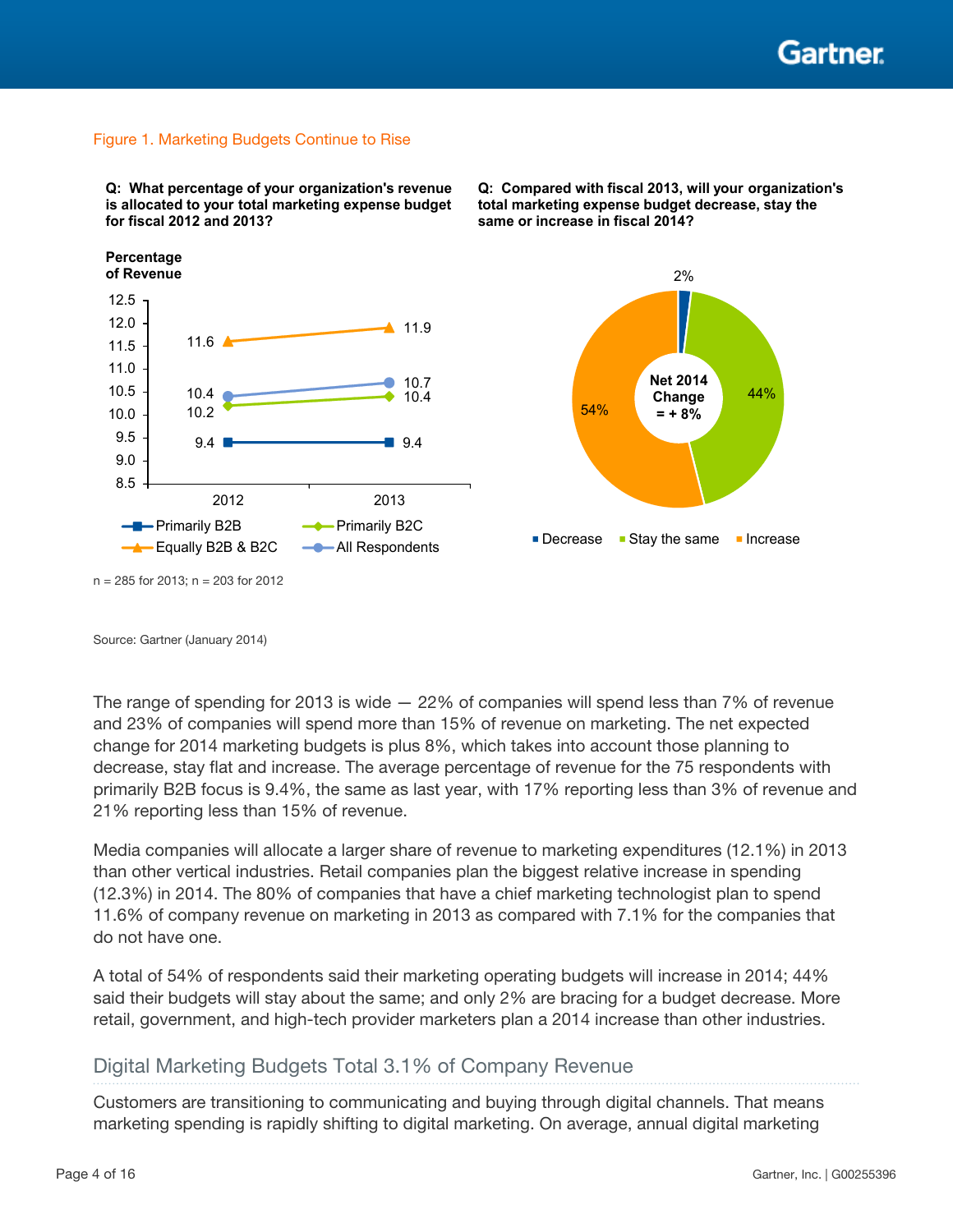Figure 1. Marketing Budgets Continue to Rise

**Q: What percentage of your organization's revenue is allocated to your total marketing expense budget for fiscal 2012 and 2013?**

Percentage of Revenue

| | 2012 | 2013 |
|---|---|---|
| Primarily B2B | 9.4 | 9.4 |
| Primarily B2C | 10.2 | 10.4 |
| Equally B2B & B2C | 11.6 | 11.9 |
| All Respondents | 10.4 | 10.7 |

**Q: Compared with fiscal 2013, will your organization's total marketing expense budget decrease, stay the same or increase in fiscal 2014?**

| Decrease | Stay the same | Increase |
|---|---|---|
| 2% | 44% | 54% |

Net 2014 Change = + 8%

n = 285 for 2013; n = 203 for 2012

Source: Gartner (January 2014)

The range of spending for 2013 is wide — 22% of companies will spend less than 7% of revenue and 23% of companies will spend more than 15% of revenue on marketing. The net expected change for 2014 marketing budgets is plus 8%, which takes into account those planning to decrease, stay flat and increase. The average percentage of revenue for the 75 respondents with primarily B2B focus is 9.4%, the same as last year, with 17% reporting less than 3% of revenue and 21% reporting less than 15% of revenue.

Media companies will allocate a larger share of revenue to marketing expenditures (12.1%) in 2013 than other vertical industries. Retail companies plan the biggest relative increase in spending (12.3%) in 2014. The 80% of companies that have a chief marketing technologist plan to spend 11.6% of company revenue on marketing in 2013 as compared with 7.1% for the companies that do not have one.

A total of 54% of respondents said their marketing operating budgets will increase in 2014; 44% said their budgets will stay about the same; and only 2% are bracing for a budget decrease. More retail, government, and high-tech provider marketers plan a 2014 increase than other industries.

## Digital Marketing Budgets Total 3.1% of Company Revenue

Customers are transitioning to communicating and buying through digital channels. That means marketing spending is rapidly shifting to digital marketing. On average, annual digital marketing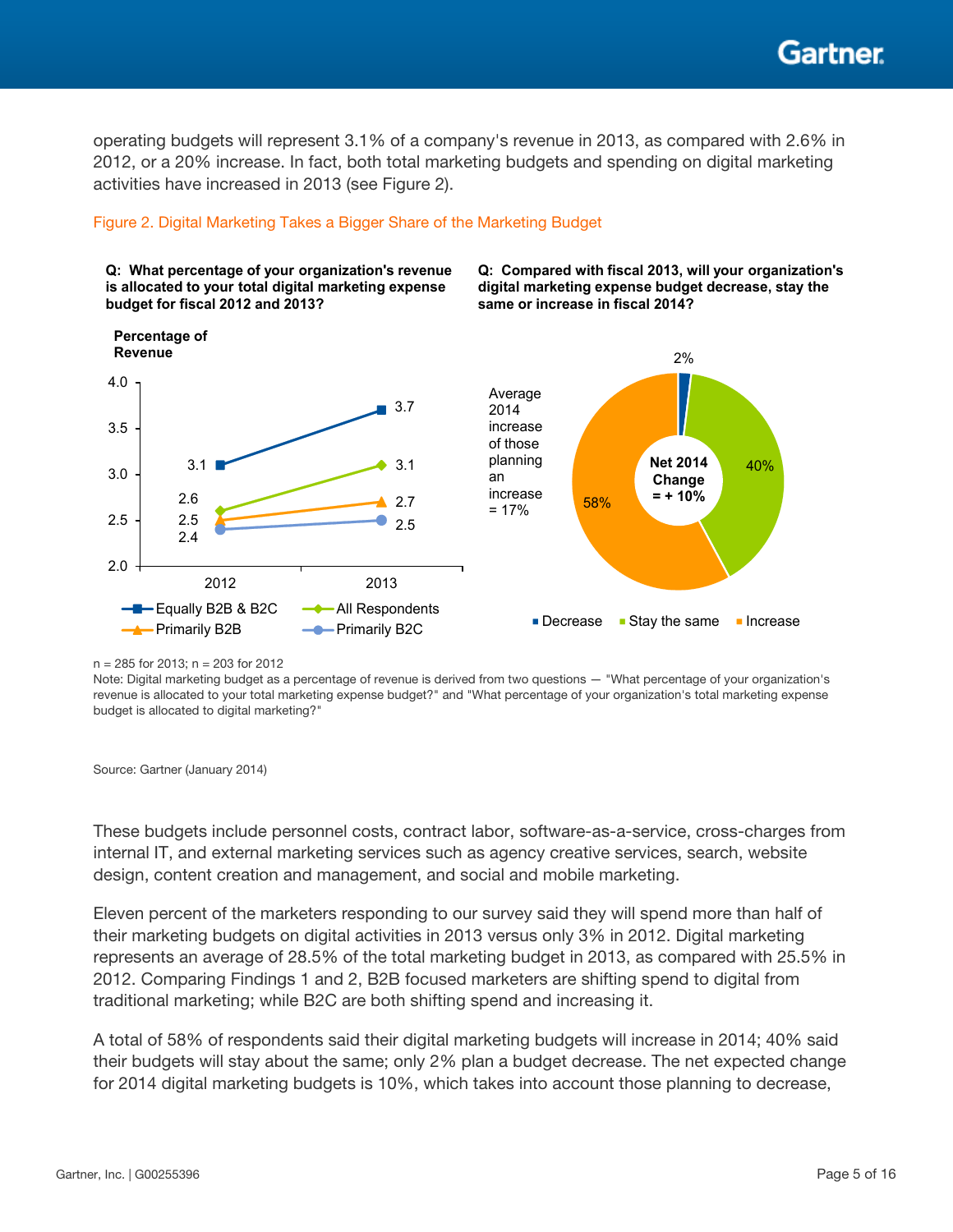operating budgets will represent 3.1% of a company's revenue in 2013, as compared with 2.6% in 2012, or a 20% increase. In fact, both total marketing budgets and spending on digital marketing activities have increased in 2013 (see Figure 2).

Figure 2. Digital Marketing Takes a Bigger Share of the Marketing Budget

**Q: What percentage of your organization's revenue is allocated to your total digital marketing expense budget for fiscal 2012 and 2013?**

Percentage of Revenue

| | 2012 | 2013 |
|---|---|---|
| Equally B2B & B2C | 3.1 | 3.7 |
| All Respondents | 2.6 | 3.1 |
| Primarily B2B | 2.5 | 2.7 |
| Primarily B2C | 2.4 | 2.5 |

**Q: Compared with fiscal 2013, will your organization's digital marketing expense budget decrease, stay the same or increase in fiscal 2014?**

Average 2014 increase of those planning an increase = 17%

Net 2014 Change = + 10%

| Decrease | Stay the same | Increase |
|---|---|---|
| 2% | 40% | 58% |

n = 285 for 2013; n = 203 for 2012

Note: Digital marketing budget as a percentage of revenue is derived from two questions — "What percentage of your organization's revenue is allocated to your total marketing expense budget?" and "What percentage of your organization's total marketing expense budget is allocated to digital marketing?"

Source: Gartner (January 2014)

These budgets include personnel costs, contract labor, software-as-a-service, cross-charges from internal IT, and external marketing services such as agency creative services, search, website design, content creation and management, and social and mobile marketing.

Eleven percent of the marketers responding to our survey said they will spend more than half of their marketing budgets on digital activities in 2013 versus only 3% in 2012. Digital marketing represents an average of 28.5% of the total marketing budget in 2013, as compared with 25.5% in 2012. Comparing Findings 1 and 2, B2B focused marketers are shifting spend to digital from traditional marketing; while B2C are both shifting spend and increasing it.

A total of 58% of respondents said their digital marketing budgets will increase in 2014; 40% said their budgets will stay about the same; only 2% plan a budget decrease. The net expected change for 2014 digital marketing budgets is 10%, which takes into account those planning to decrease,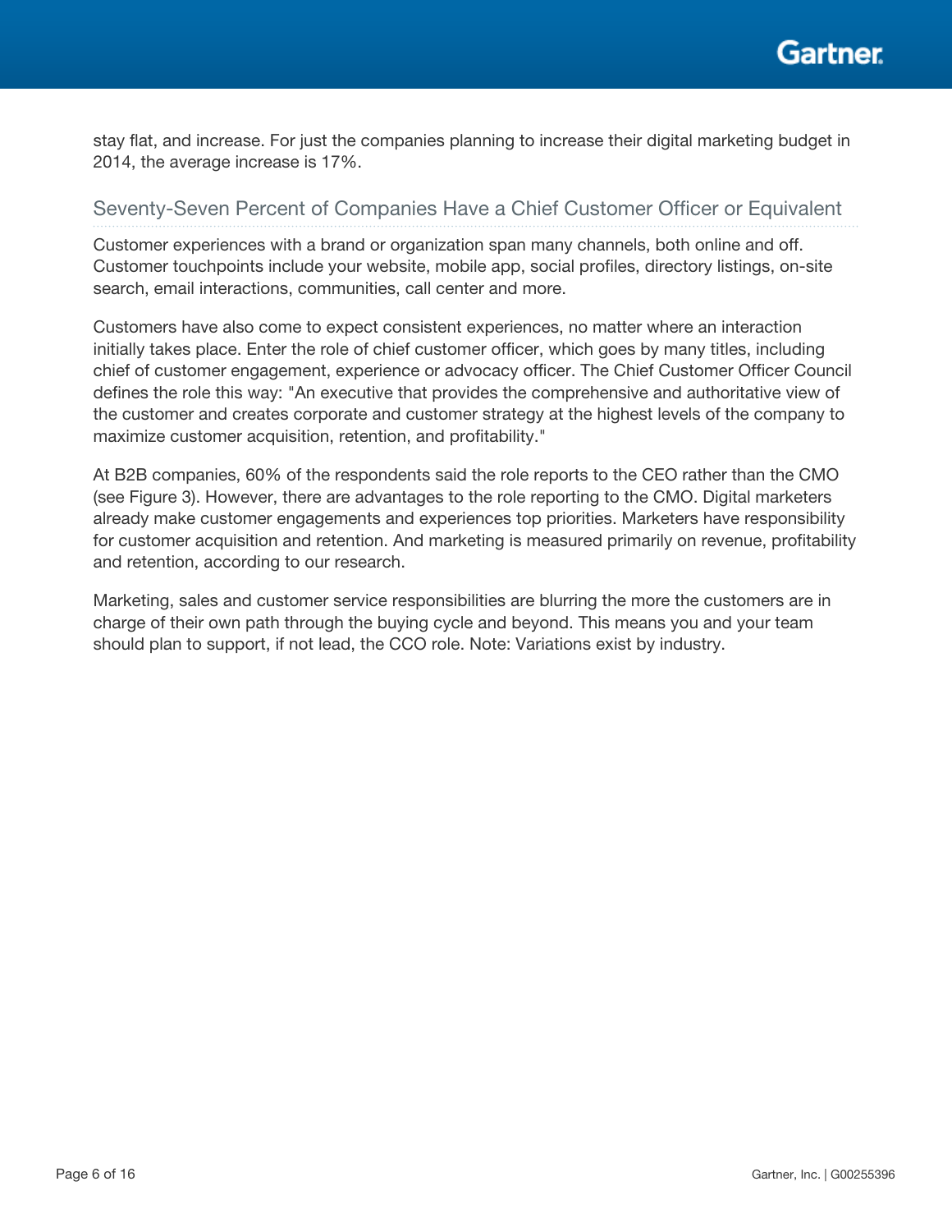stay flat, and increase. For just the companies planning to increase their digital marketing budget in 2014, the average increase is 17%.

## Seventy-Seven Percent of Companies Have a Chief Customer Officer or Equivalent

Customer experiences with a brand or organization span many channels, both online and off. Customer touchpoints include your website, mobile app, social profiles, directory listings, on-site search, email interactions, communities, call center and more.

Customers have also come to expect consistent experiences, no matter where an interaction initially takes place. Enter the role of chief customer officer, which goes by many titles, including chief of customer engagement, experience or advocacy officer. The Chief Customer Officer Council defines the role this way: "An executive that provides the comprehensive and authoritative view of the customer and creates corporate and customer strategy at the highest levels of the company to maximize customer acquisition, retention, and profitability."

At B2B companies, 60% of the respondents said the role reports to the CEO rather than the CMO (see Figure 3). However, there are advantages to the role reporting to the CMO. Digital marketers already make customer engagements and experiences top priorities. Marketers have responsibility for customer acquisition and retention. And marketing is measured primarily on revenue, profitability and retention, according to our research.

Marketing, sales and customer service responsibilities are blurring the more the customers are in charge of their own path through the buying cycle and beyond. This means you and your team should plan to support, if not lead, the CCO role. Note: Variations exist by industry.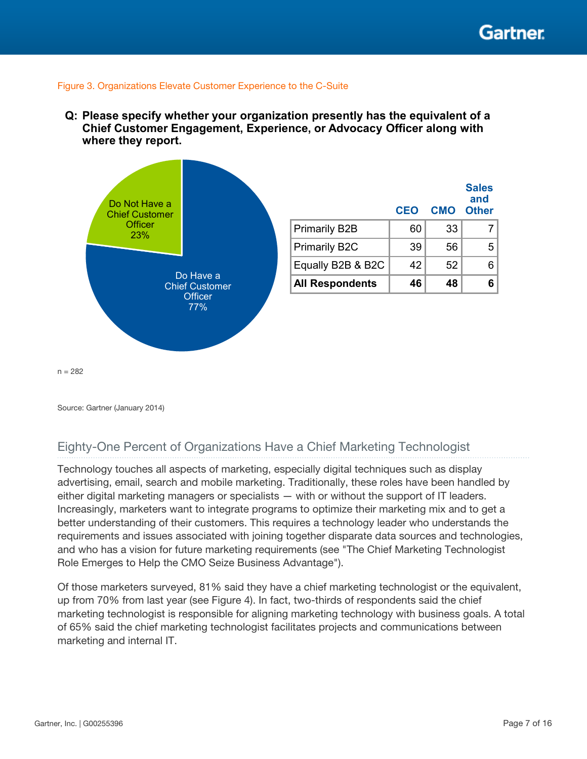Figure 3. Organizations Elevate Customer Experience to the C-Suite

**Q: Please specify whether your organization presently has the equivalent of a Chief Customer Engagement, Experience, or Advocacy Officer along with where they report.**

Do Not Have a Chief Customer Officer 23%

Do Have a Chief Customer Officer 77%

| | CEO | CMO | Sales and Other |
|---|---|---|---|
| Primarily B2B | 60 | 33 | 7 |
| Primarily B2C | 39 | 56 | 5 |
| Equally B2B & B2C | 42 | 52 | 6 |
| **All Respondents** | **46** | **48** | **6** |

n = 282

Source: Gartner (January 2014)

## Eighty-One Percent of Organizations Have a Chief Marketing Technologist

Technology touches all aspects of marketing, especially digital techniques such as display advertising, email, search and mobile marketing. Traditionally, these roles have been handled by either digital marketing managers or specialists — with or without the support of IT leaders. Increasingly, marketers want to integrate programs to optimize their marketing mix and to get a better understanding of their customers. This requires a technology leader who understands the requirements and issues associated with joining together disparate data sources and technologies, and who has a vision for future marketing requirements (see "The Chief Marketing Technologist Role Emerges to Help the CMO Seize Business Advantage").

Of those marketers surveyed, 81% said they have a chief marketing technologist or the equivalent, up from 70% from last year (see Figure 4). In fact, two-thirds of respondents said the chief marketing technologist is responsible for aligning marketing technology with business goals. A total of 65% said the chief marketing technologist facilitates projects and communications between marketing and internal IT.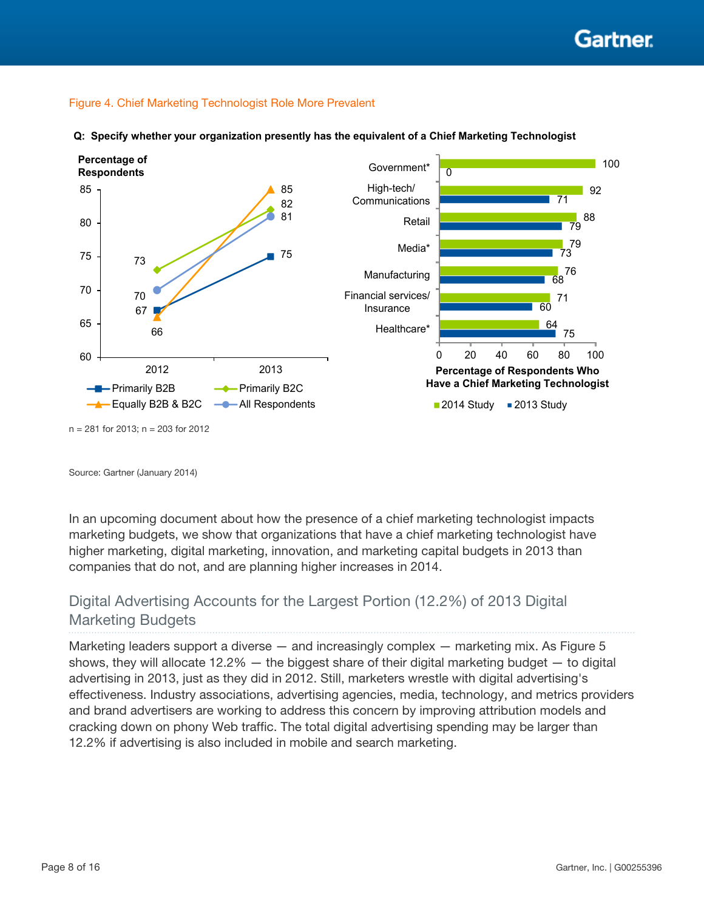Figure 4. Chief Marketing Technologist Role More Prevalent

**Q: Specify whether your organization presently has the equivalent of a Chief Marketing Technologist**

Percentage of Respondents

| | 2012 | 2013 |
|---|---|---|
| Primarily B2B | 67 | 75 |
| Primarily B2C | 73 | 82 |
| Equally B2B & B2C | 66 | 85 |
| All Respondents | 70 | 81 |

Percentage of Respondents Who Have a Chief Marketing Technologist

| | 2014 Study | 2013 Study |
|---|---|---|
| Government* | 100 | 0 |
| High-tech/ Communications | 92 | 71 |
| Retail | 88 | 79 |
| Media* | 79 | 73 |
| Manufacturing | 76 | 68 |
| Financial services/ Insurance | 71 | 60 |
| Healthcare* | 64 | 75 |

n = 281 for 2013; n = 203 for 2012

Source: Gartner (January 2014)

In an upcoming document about how the presence of a chief marketing technologist impacts marketing budgets, we show that organizations that have a chief marketing technologist have higher marketing, digital marketing, innovation, and marketing capital budgets in 2013 than companies that do not, and are planning higher increases in 2014.

## Digital Advertising Accounts for the Largest Portion (12.2%) of 2013 Digital Marketing Budgets

Marketing leaders support a diverse — and increasingly complex — marketing mix. As Figure 5 shows, they will allocate 12.2% — the biggest share of their digital marketing budget — to digital advertising in 2013, just as they did in 2012. Still, marketers wrestle with digital advertising's effectiveness. Industry associations, advertising agencies, media, technology, and metrics providers and brand advertisers are working to address this concern by improving attribution models and cracking down on phony Web traffic. The total digital advertising spending may be larger than 12.2% if advertising is also included in mobile and search marketing.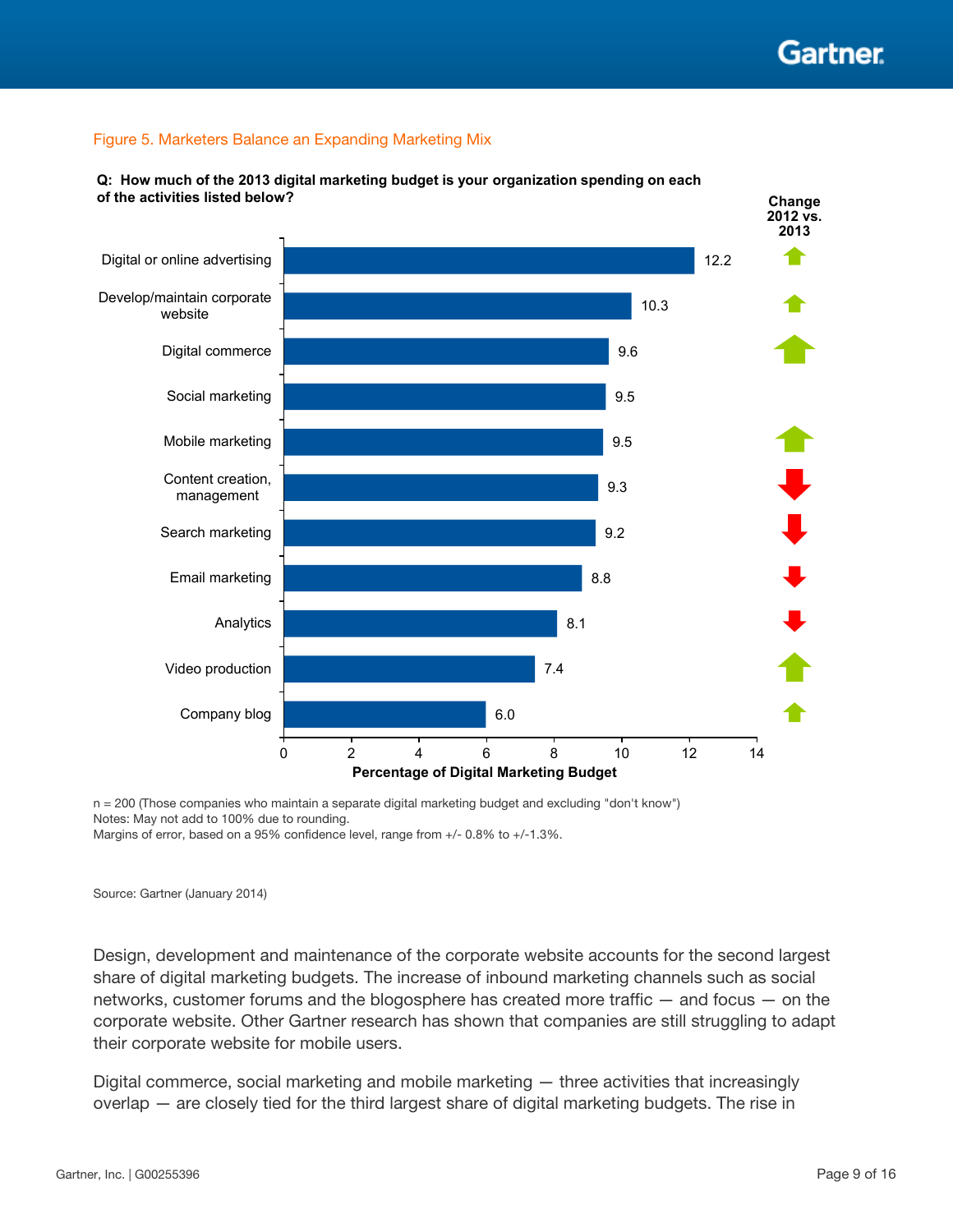Figure 5. Marketers Balance an Expanding Marketing Mix

**Q: How much of the 2013 digital marketing budget is your organization spending on each of the activities listed below?**

| Activity | Percentage of Digital Marketing Budget | Change 2012 vs. 2013 |
|---|---|---|
| Digital or online advertising | 12.2 | Up |
| Develop/maintain corporate website | 10.3 | Up |
| Digital commerce | 9.6 | Up |
| Social marketing | 9.5 | |
| Mobile marketing | 9.5 | Up |
| Content creation, management | 9.3 | Down |
| Search marketing | 9.2 | Down |
| Email marketing | 8.8 | Down |
| Analytics | 8.1 | Down |
| Video production | 7.4 | Up |
| Company blog | 6.0 | Up |

n = 200 (Those companies who maintain a separate digital marketing budget and excluding "don't know")
Notes: May not add to 100% due to rounding.
Margins of error, based on a 95% confidence level, range from +/- 0.8% to +/-1.3%.

Source: Gartner (January 2014)

Design, development and maintenance of the corporate website accounts for the second largest share of digital marketing budgets. The increase of inbound marketing channels such as social networks, customer forums and the blogosphere has created more traffic — and focus — on the corporate website. Other Gartner research has shown that companies are still struggling to adapt their corporate website for mobile users.

Digital commerce, social marketing and mobile marketing — three activities that increasingly overlap — are closely tied for the third largest share of digital marketing budgets. The rise in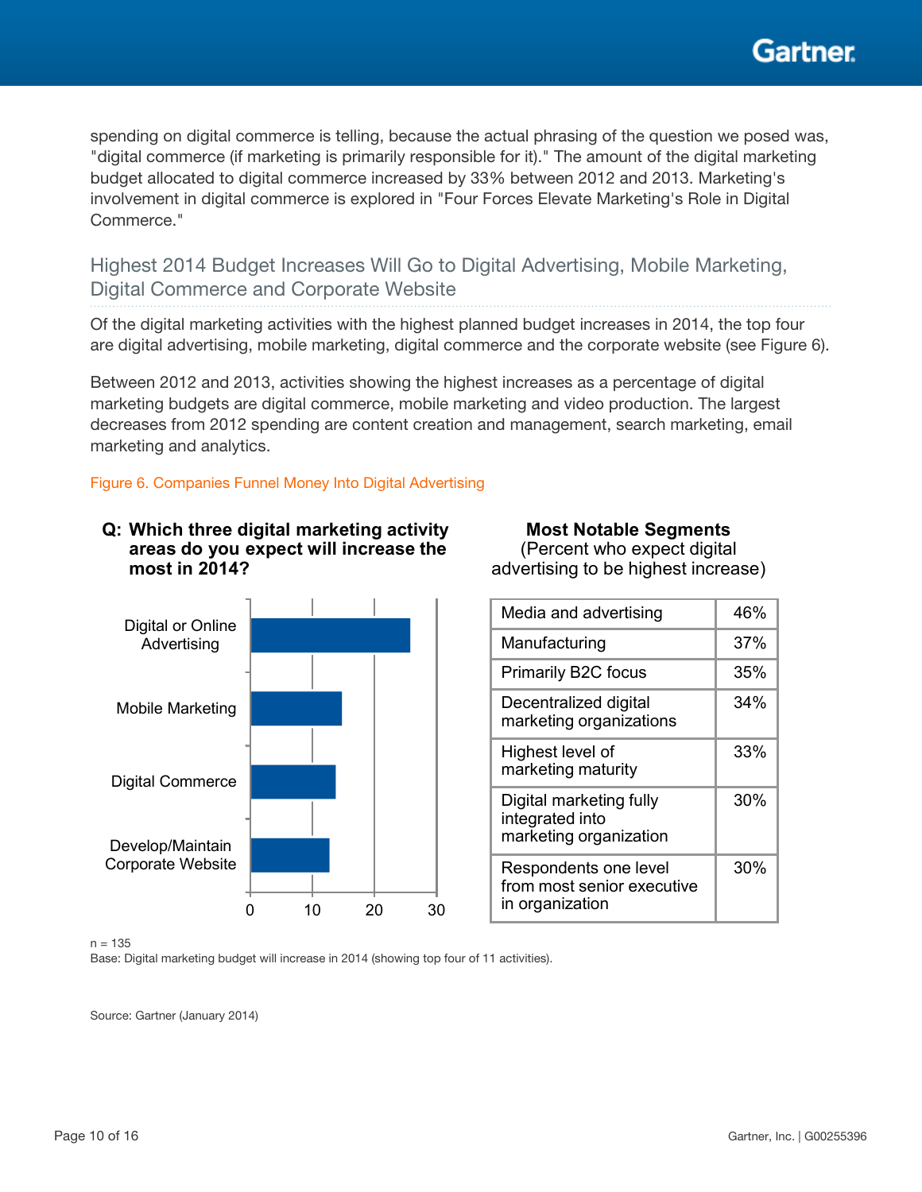spending on digital commerce is telling, because the actual phrasing of the question we posed was, "digital commerce (if marketing is primarily responsible for it)." The amount of the digital marketing budget allocated to digital commerce increased by 33% between 2012 and 2013. Marketing's involvement in digital commerce is explored in "Four Forces Elevate Marketing's Role in Digital Commerce."

## Highest 2014 Budget Increases Will Go to Digital Advertising, Mobile Marketing, Digital Commerce and Corporate Website

Of the digital marketing activities with the highest planned budget increases in 2014, the top four are digital advertising, mobile marketing, digital commerce and the corporate website (see Figure 6).

Between 2012 and 2013, activities showing the highest increases as a percentage of digital marketing budgets are digital commerce, mobile marketing and video production. The largest decreases from 2012 spending are content creation and management, search marketing, email marketing and analytics.

Figure 6. Companies Funnel Money Into Digital Advertising

**Q: Which three digital marketing activity areas do you expect will increase the most in 2014?**

- Digital or Online Advertising
- Mobile Marketing
- Digital Commerce
- Develop/Maintain Corporate Website

Axis: 0, 10, 20, 30

**Most Notable Segments**
(Percent who expect digital advertising to be highest increase)

| Segment | Percent |
|---|---|
| Media and advertising | 46% |
| Manufacturing | 37% |
| Primarily B2C focus | 35% |
| Decentralized digital marketing organizations | 34% |
| Highest level of marketing maturity | 33% |
| Digital marketing fully integrated into marketing organization | 30% |
| Respondents one level from most senior executive in organization | 30% |

n = 135
Base: Digital marketing budget will increase in 2014 (showing top four of 11 activities).

Source: Gartner (January 2014)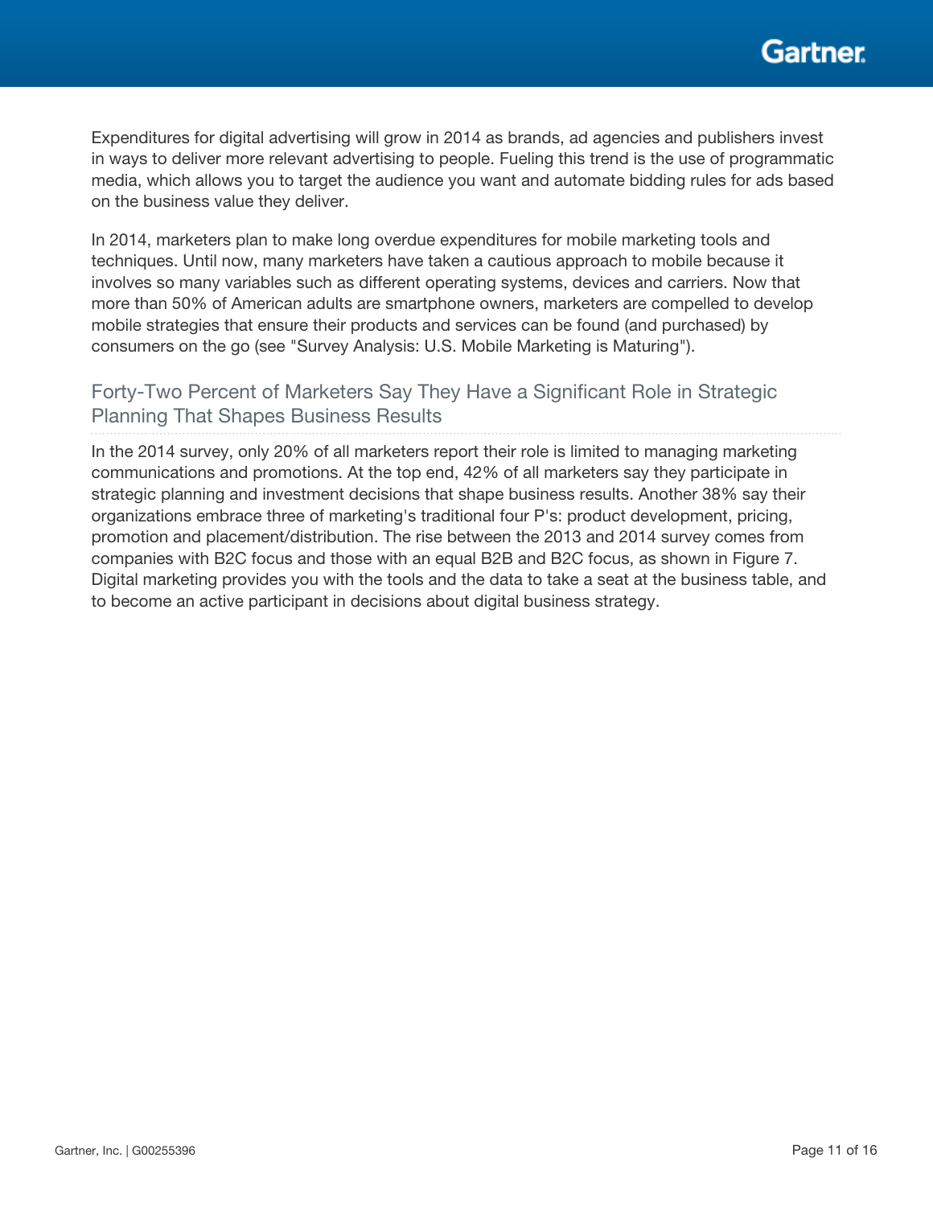Expenditures for digital advertising will grow in 2014 as brands, ad agencies and publishers invest in ways to deliver more relevant advertising to people. Fueling this trend is the use of programmatic media, which allows you to target the audience you want and automate bidding rules for ads based on the business value they deliver.

In 2014, marketers plan to make long overdue expenditures for mobile marketing tools and techniques. Until now, many marketers have taken a cautious approach to mobile because it involves so many variables such as different operating systems, devices and carriers. Now that more than 50% of American adults are smartphone owners, marketers are compelled to develop mobile strategies that ensure their products and services can be found (and purchased) by consumers on the go (see "Survey Analysis: U.S. Mobile Marketing is Maturing").

## Forty-Two Percent of Marketers Say They Have a Significant Role in Strategic Planning That Shapes Business Results

In the 2014 survey, only 20% of all marketers report their role is limited to managing marketing communications and promotions. At the top end, 42% of all marketers say they participate in strategic planning and investment decisions that shape business results. Another 38% say their organizations embrace three of marketing's traditional four P's: product development, pricing, promotion and placement/distribution. The rise between the 2013 and 2014 survey comes from companies with B2C focus and those with an equal B2B and B2C focus, as shown in Figure 7. Digital marketing provides you with the tools and the data to take a seat at the business table, and to become an active participant in decisions about digital business strategy.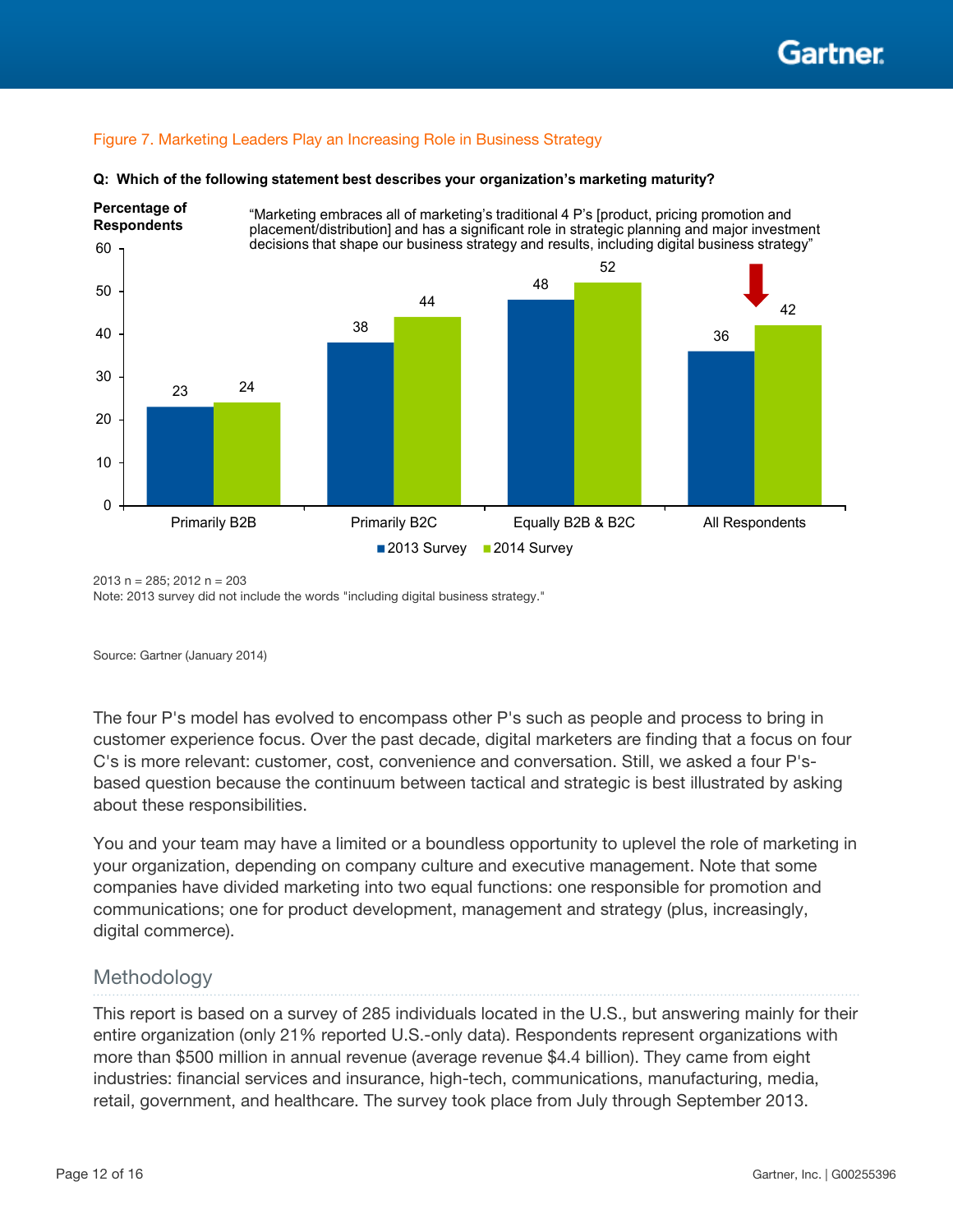Figure 7. Marketing Leaders Play an Increasing Role in Business Strategy

**Q: Which of the following statement best describes your organization's marketing maturity?**

"Marketing embraces all of marketing's traditional 4 P's [product, pricing promotion and placement/distribution] and has a significant role in strategic planning and major investment decisions that shape our business strategy and results, including digital business strategy"

Percentage of Respondents

| | 2013 Survey | 2014 Survey |
|---|---|---|
| Primarily B2B | 23 | 24 |
| Primarily B2C | 38 | 44 |
| Equally B2B & B2C | 48 | 52 |
| All Respondents | 36 | 42 |

2013 n = 285; 2012 n = 203

Note: 2013 survey did not include the words "including digital business strategy."

Source: Gartner (January 2014)

The four P's model has evolved to encompass other P's such as people and process to bring in customer experience focus. Over the past decade, digital marketers are finding that a focus on four C's is more relevant: customer, cost, convenience and conversation. Still, we asked a four P's-based question because the continuum between tactical and strategic is best illustrated by asking about these responsibilities.

You and your team may have a limited or a boundless opportunity to uplevel the role of marketing in your organization, depending on company culture and executive management. Note that some companies have divided marketing into two equal functions: one responsible for promotion and communications; one for product development, management and strategy (plus, increasingly, digital commerce).

## Methodology

This report is based on a survey of 285 individuals located in the U.S., but answering mainly for their entire organization (only 21% reported U.S.-only data). Respondents represent organizations with more than $500 million in annual revenue (average revenue $4.4 billion). They came from eight industries: financial services and insurance, high-tech, communications, manufacturing, media, retail, government, and healthcare. The survey took place from July through September 2013.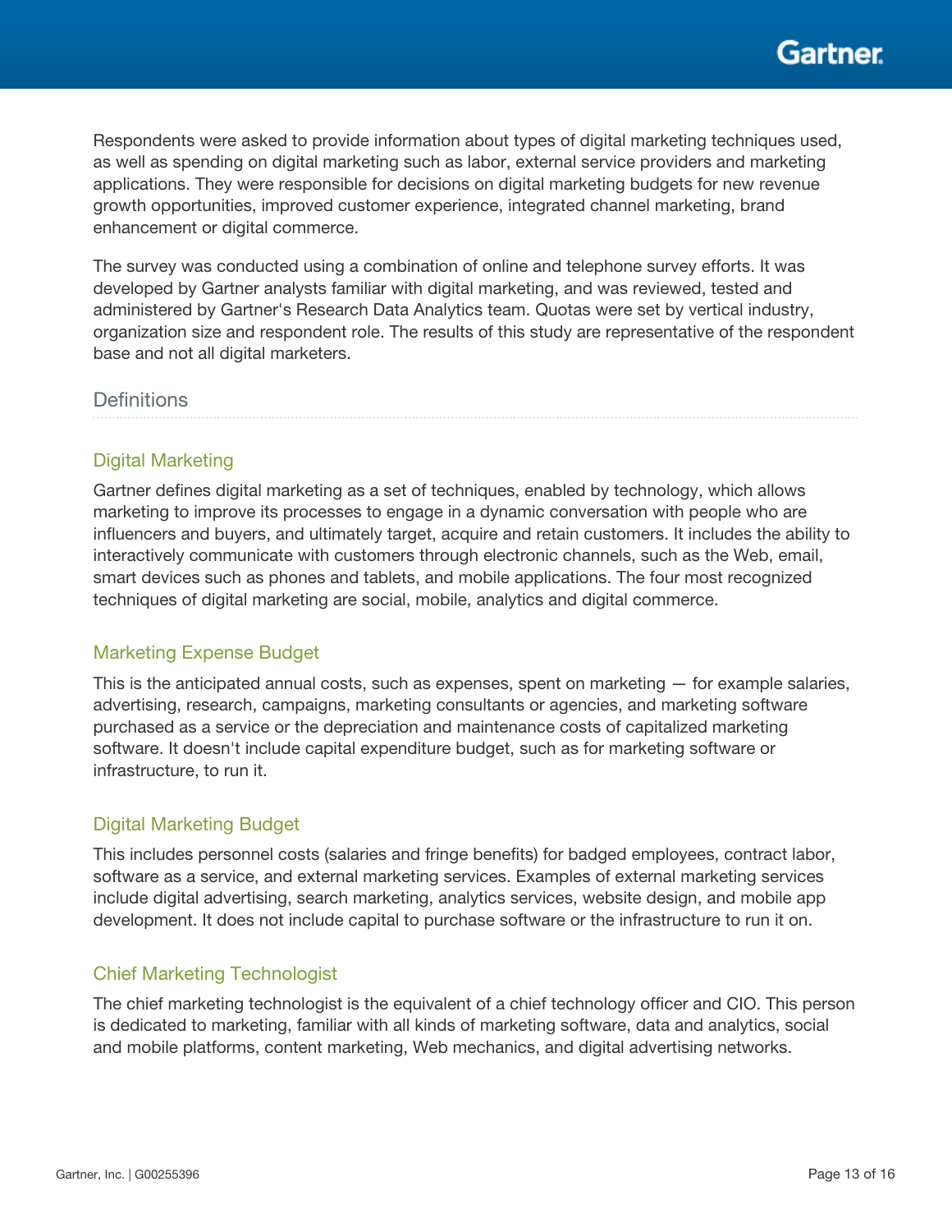Respondents were asked to provide information about types of digital marketing techniques used, as well as spending on digital marketing such as labor, external service providers and marketing applications. They were responsible for decisions on digital marketing budgets for new revenue growth opportunities, improved customer experience, integrated channel marketing, brand enhancement or digital commerce.

The survey was conducted using a combination of online and telephone survey efforts. It was developed by Gartner analysts familiar with digital marketing, and was reviewed, tested and administered by Gartner's Research Data Analytics team. Quotas were set by vertical industry, organization size and respondent role. The results of this study are representative of the respondent base and not all digital marketers.

## Definitions

### Digital Marketing

Gartner defines digital marketing as a set of techniques, enabled by technology, which allows marketing to improve its processes to engage in a dynamic conversation with people who are influencers and buyers, and ultimately target, acquire and retain customers. It includes the ability to interactively communicate with customers through electronic channels, such as the Web, email, smart devices such as phones and tablets, and mobile applications. The four most recognized techniques of digital marketing are social, mobile, analytics and digital commerce.

### Marketing Expense Budget

This is the anticipated annual costs, such as expenses, spent on marketing — for example salaries, advertising, research, campaigns, marketing consultants or agencies, and marketing software purchased as a service or the depreciation and maintenance costs of capitalized marketing software. It doesn't include capital expenditure budget, such as for marketing software or infrastructure, to run it.

### Digital Marketing Budget

This includes personnel costs (salaries and fringe benefits) for badged employees, contract labor, software as a service, and external marketing services. Examples of external marketing services include digital advertising, search marketing, analytics services, website design, and mobile app development. It does not include capital to purchase software or the infrastructure to run it on.

### Chief Marketing Technologist

The chief marketing technologist is the equivalent of a chief technology officer and CIO. This person is dedicated to marketing, familiar with all kinds of marketing software, data and analytics, social and mobile platforms, content marketing, Web mechanics, and digital advertising networks.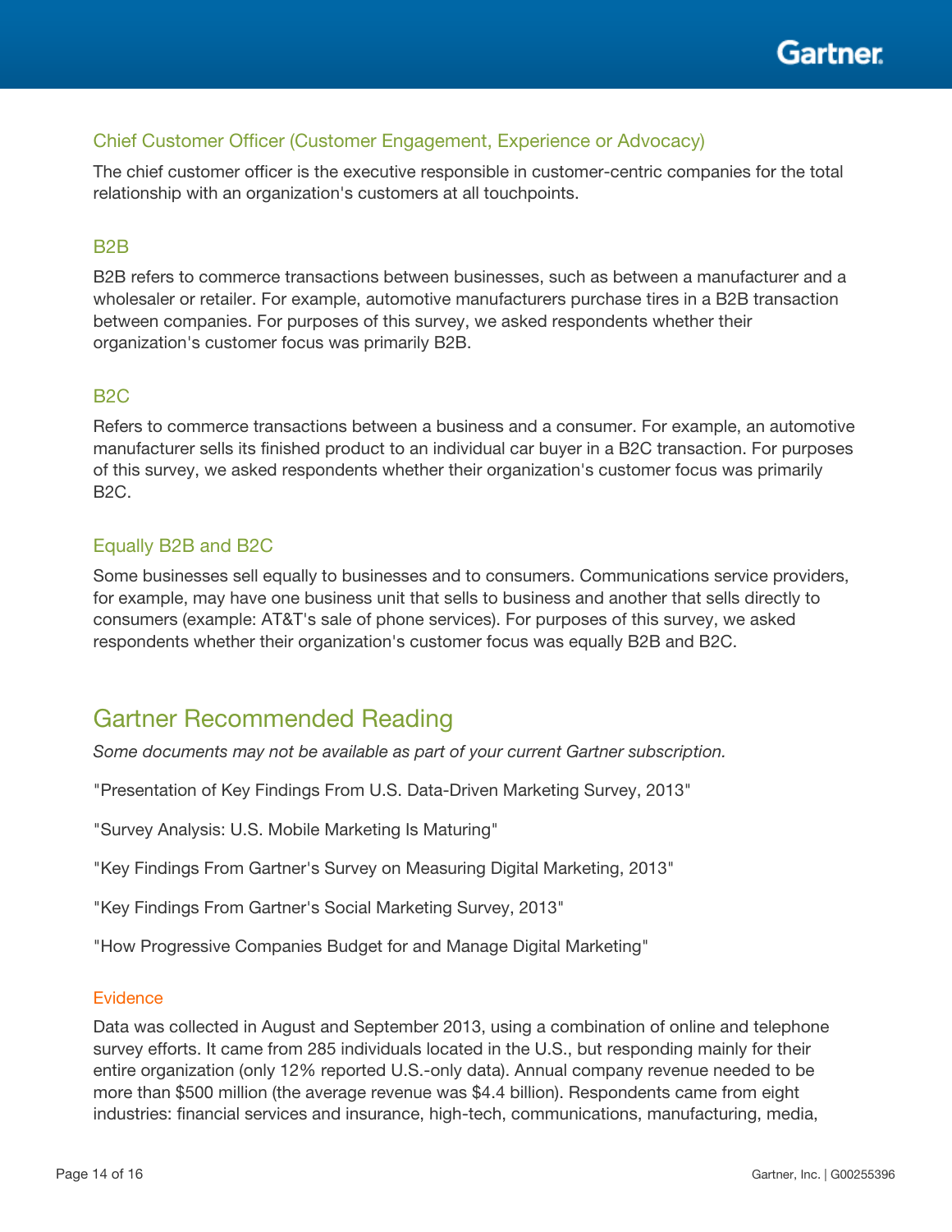### Chief Customer Officer (Customer Engagement, Experience or Advocacy)

The chief customer officer is the executive responsible in customer-centric companies for the total relationship with an organization's customers at all touchpoints.

### B2B

B2B refers to commerce transactions between businesses, such as between a manufacturer and a wholesaler or retailer. For example, automotive manufacturers purchase tires in a B2B transaction between companies. For purposes of this survey, we asked respondents whether their organization's customer focus was primarily B2B.

### B2C

Refers to commerce transactions between a business and a consumer. For example, an automotive manufacturer sells its finished product to an individual car buyer in a B2C transaction. For purposes of this survey, we asked respondents whether their organization's customer focus was primarily B2C.

### Equally B2B and B2C

Some businesses sell equally to businesses and to consumers. Communications service providers, for example, may have one business unit that sells to business and another that sells directly to consumers (example: AT&T's sale of phone services). For purposes of this survey, we asked respondents whether their organization's customer focus was equally B2B and B2C.

## Gartner Recommended Reading

*Some documents may not be available as part of your current Gartner subscription.*

"Presentation of Key Findings From U.S. Data-Driven Marketing Survey, 2013"

"Survey Analysis: U.S. Mobile Marketing Is Maturing"

"Key Findings From Gartner's Survey on Measuring Digital Marketing, 2013"

"Key Findings From Gartner's Social Marketing Survey, 2013"

"How Progressive Companies Budget for and Manage Digital Marketing"

#### Evidence

Data was collected in August and September 2013, using a combination of online and telephone survey efforts. It came from 285 individuals located in the U.S., but responding mainly for their entire organization (only 12% reported U.S.-only data). Annual company revenue needed to be more than $500 million (the average revenue was $4.4 billion). Respondents came from eight industries: financial services and insurance, high-tech, communications, manufacturing, media,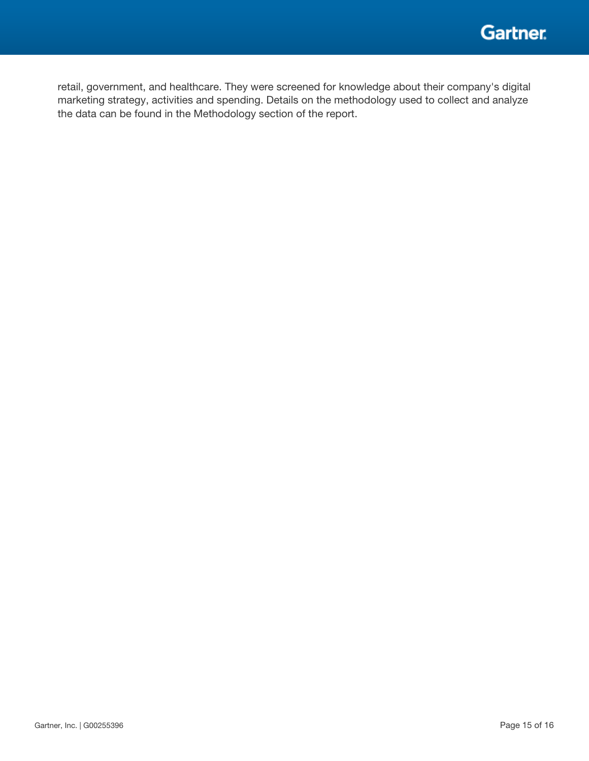retail, government, and healthcare. They were screened for knowledge about their company's digital marketing strategy, activities and spending. Details on the methodology used to collect and analyze the data can be found in the Methodology section of the report.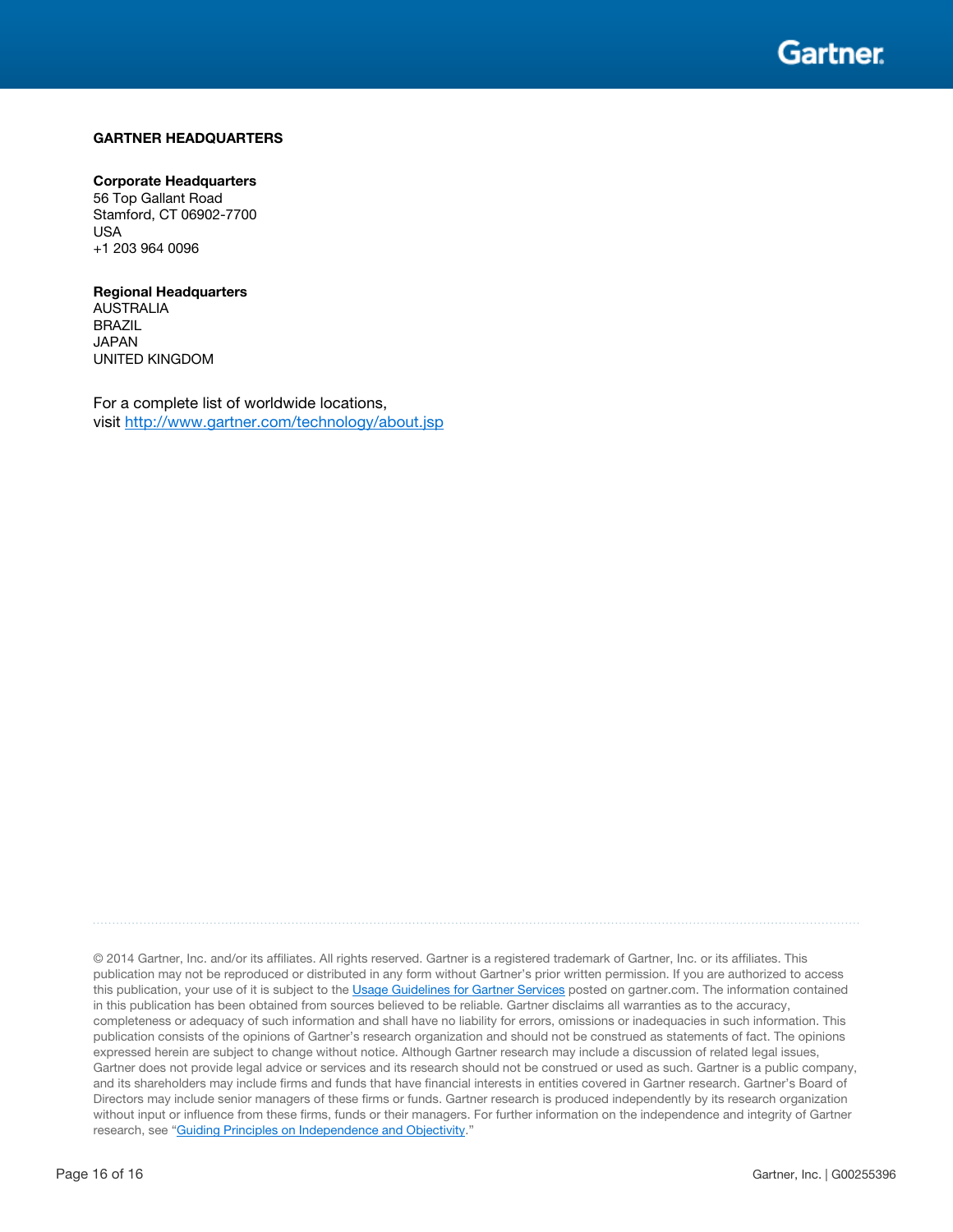## GARTNER HEADQUARTERS

**Corporate Headquarters**
56 Top Gallant Road
Stamford, CT 06902-7700
USA
+1 203 964 0096

**Regional Headquarters**
AUSTRALIA
BRAZIL
JAPAN
UNITED KINGDOM

For a complete list of worldwide locations,
visit http://www.gartner.com/technology/about.jsp

© 2014 Gartner, Inc. and/or its affiliates. All rights reserved. Gartner is a registered trademark of Gartner, Inc. or its affiliates. This publication may not be reproduced or distributed in any form without Gartner's prior written permission. If you are authorized to access this publication, your use of it is subject to the Usage Guidelines for Gartner Services posted on gartner.com. The information contained in this publication has been obtained from sources believed to be reliable. Gartner disclaims all warranties as to the accuracy, completeness or adequacy of such information and shall have no liability for errors, omissions or inadequacies in such information. This publication consists of the opinions of Gartner's research organization and should not be construed as statements of fact. The opinions expressed herein are subject to change without notice. Although Gartner research may include a discussion of related legal issues, Gartner does not provide legal advice or services and its research should not be construed or used as such. Gartner is a public company, and its shareholders may include firms and funds that have financial interests in entities covered in Gartner research. Gartner's Board of Directors may include senior managers of these firms or funds. Gartner research is produced independently by its research organization without input or influence from these firms, funds or their managers. For further information on the independence and integrity of Gartner research, see "Guiding Principles on Independence and Objectivity."